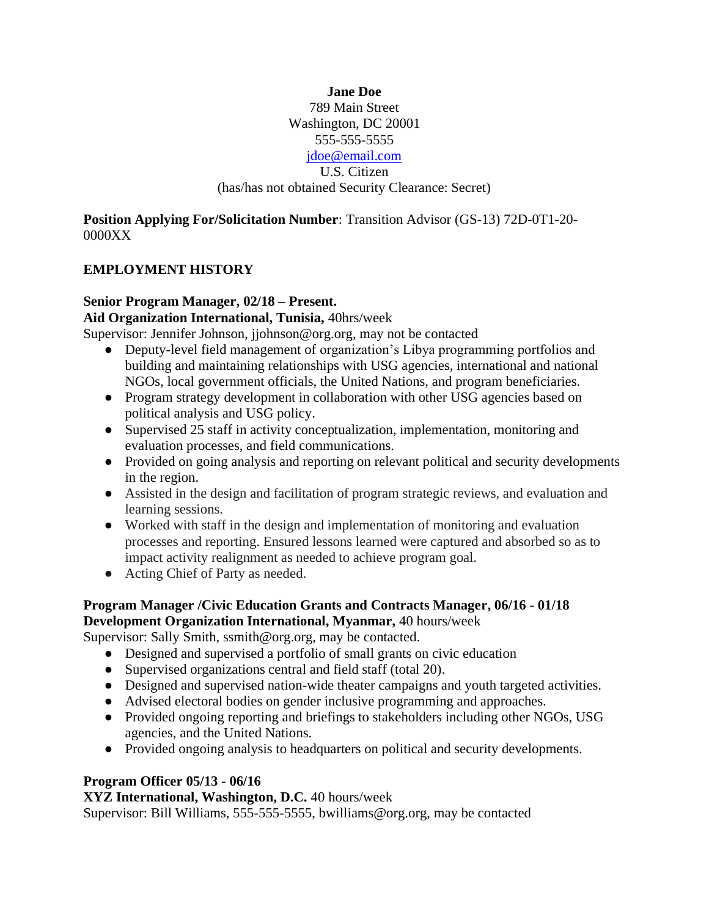**Jane Doe**
789 Main Street
Washington, DC 20001
555-555-5555
[jdoe@email.com](mailto:jdoe@email.com)
U.S. Citizen
(has/has not obtained Security Clearance: Secret)

**Position Applying For/Solicitation Number**: Transition Advisor (GS-13) 72D-0T1-20-0000XX

## EMPLOYMENT HISTORY

**Senior Program Manager, 02/18 – Present.**
**Aid Organization International, Tunisia,** 40hrs/week
Supervisor: Jennifer Johnson, jjohnson@org.org, may not be contacted

- Deputy-level field management of organization's Libya programming portfolios and building and maintaining relationships with USG agencies, international and national NGOs, local government officials, the United Nations, and program beneficiaries.
- Program strategy development in collaboration with other USG agencies based on political analysis and USG policy.
- Supervised 25 staff in activity conceptualization, implementation, monitoring and evaluation processes, and field communications.
- Provided on going analysis and reporting on relevant political and security developments in the region.
- Assisted in the design and facilitation of program strategic reviews, and evaluation and learning sessions.
- Worked with staff in the design and implementation of monitoring and evaluation processes and reporting. Ensured lessons learned were captured and absorbed so as to impact activity realignment as needed to achieve program goal.
- Acting Chief of Party as needed.

**Program Manager /Civic Education Grants and Contracts Manager, 06/16 - 01/18**
**Development Organization International, Myanmar,** 40 hours/week
Supervisor: Sally Smith, ssmith@org.org, may be contacted.

- Designed and supervised a portfolio of small grants on civic education
- Supervised organizations central and field staff (total 20).
- Designed and supervised nation-wide theater campaigns and youth targeted activities.
- Advised electoral bodies on gender inclusive programming and approaches.
- Provided ongoing reporting and briefings to stakeholders including other NGOs, USG agencies, and the United Nations.
- Provided ongoing analysis to headquarters on political and security developments.

**Program Officer 05/13 - 06/16**
**XYZ International, Washington, D.C.** 40 hours/week
Supervisor: Bill Williams, 555-555-5555, bwilliams@org.org, may be contacted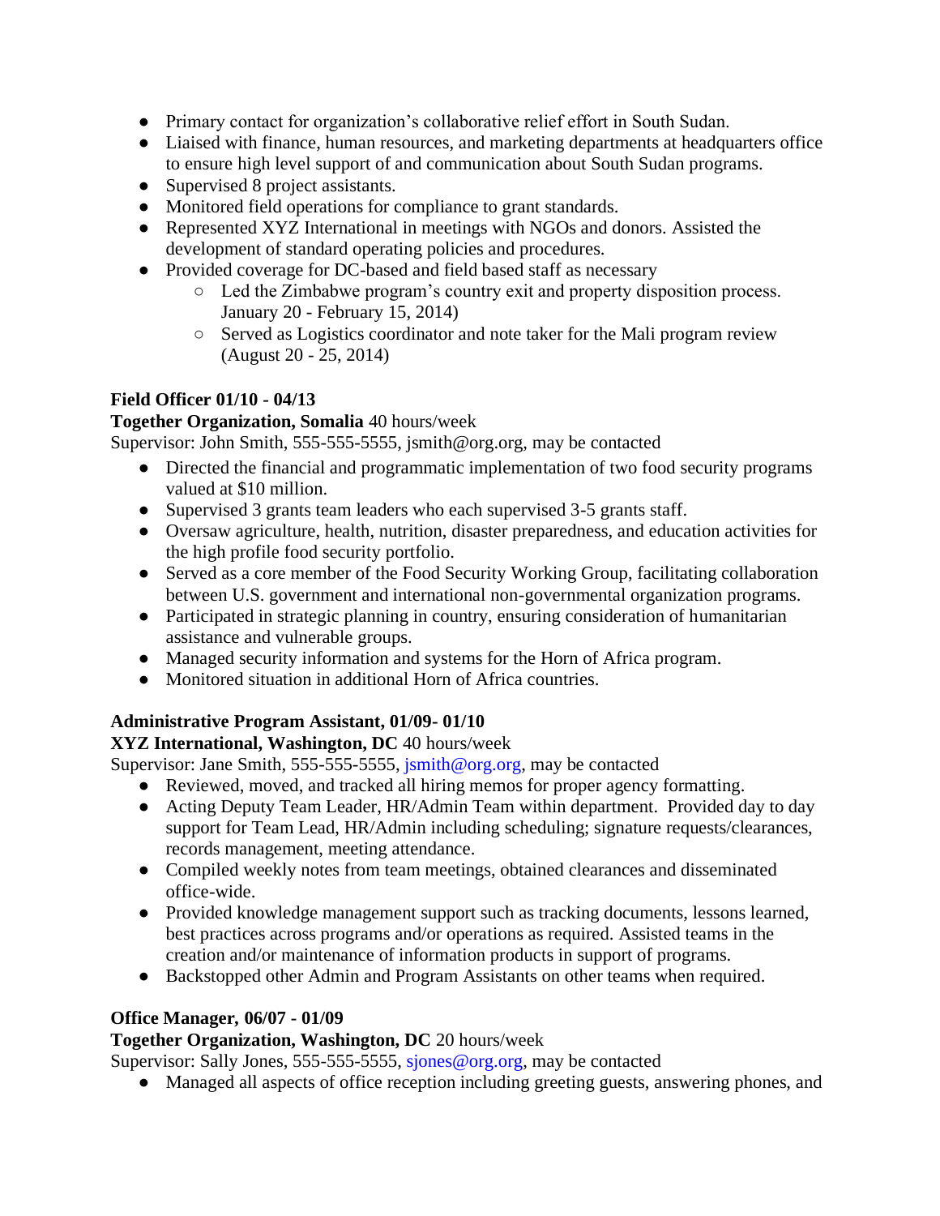- Primary contact for organization's collaborative relief effort in South Sudan.
- Liaised with finance, human resources, and marketing departments at headquarters office to ensure high level support of and communication about South Sudan programs.
- Supervised 8 project assistants.
- Monitored field operations for compliance to grant standards.
- Represented XYZ International in meetings with NGOs and donors. Assisted the development of standard operating policies and procedures.
- Provided coverage for DC-based and field based staff as necessary
  - Led the Zimbabwe program's country exit and property disposition process. January 20 - February 15, 2014)
  - Served as Logistics coordinator and note taker for the Mali program review (August 20 - 25, 2014)

**Field Officer 01/10 - 04/13**

**Together Organization, Somalia** 40 hours/week

Supervisor: John Smith, 555-555-5555, jsmith@org.org, may be contacted

- Directed the financial and programmatic implementation of two food security programs valued at $10 million.
- Supervised 3 grants team leaders who each supervised 3-5 grants staff.
- Oversaw agriculture, health, nutrition, disaster preparedness, and education activities for the high profile food security portfolio.
- Served as a core member of the Food Security Working Group, facilitating collaboration between U.S. government and international non-governmental organization programs.
- Participated in strategic planning in country, ensuring consideration of humanitarian assistance and vulnerable groups.
- Managed security information and systems for the Horn of Africa program.
- Monitored situation in additional Horn of Africa countries.

**Administrative Program Assistant, 01/09- 01/10**

**XYZ International, Washington, DC** 40 hours/week

Supervisor: Jane Smith, 555-555-5555, jsmith@org.org, may be contacted

- Reviewed, moved, and tracked all hiring memos for proper agency formatting.
- Acting Deputy Team Leader, HR/Admin Team within department. Provided day to day support for Team Lead, HR/Admin including scheduling; signature requests/clearances, records management, meeting attendance.
- Compiled weekly notes from team meetings, obtained clearances and disseminated office-wide.
- Provided knowledge management support such as tracking documents, lessons learned, best practices across programs and/or operations as required. Assisted teams in the creation and/or maintenance of information products in support of programs.
- Backstopped other Admin and Program Assistants on other teams when required.

**Office Manager, 06/07 - 01/09**

**Together Organization, Washington, DC** 20 hours/week

Supervisor: Sally Jones, 555-555-5555, sjones@org.org, may be contacted

- Managed all aspects of office reception including greeting guests, answering phones, and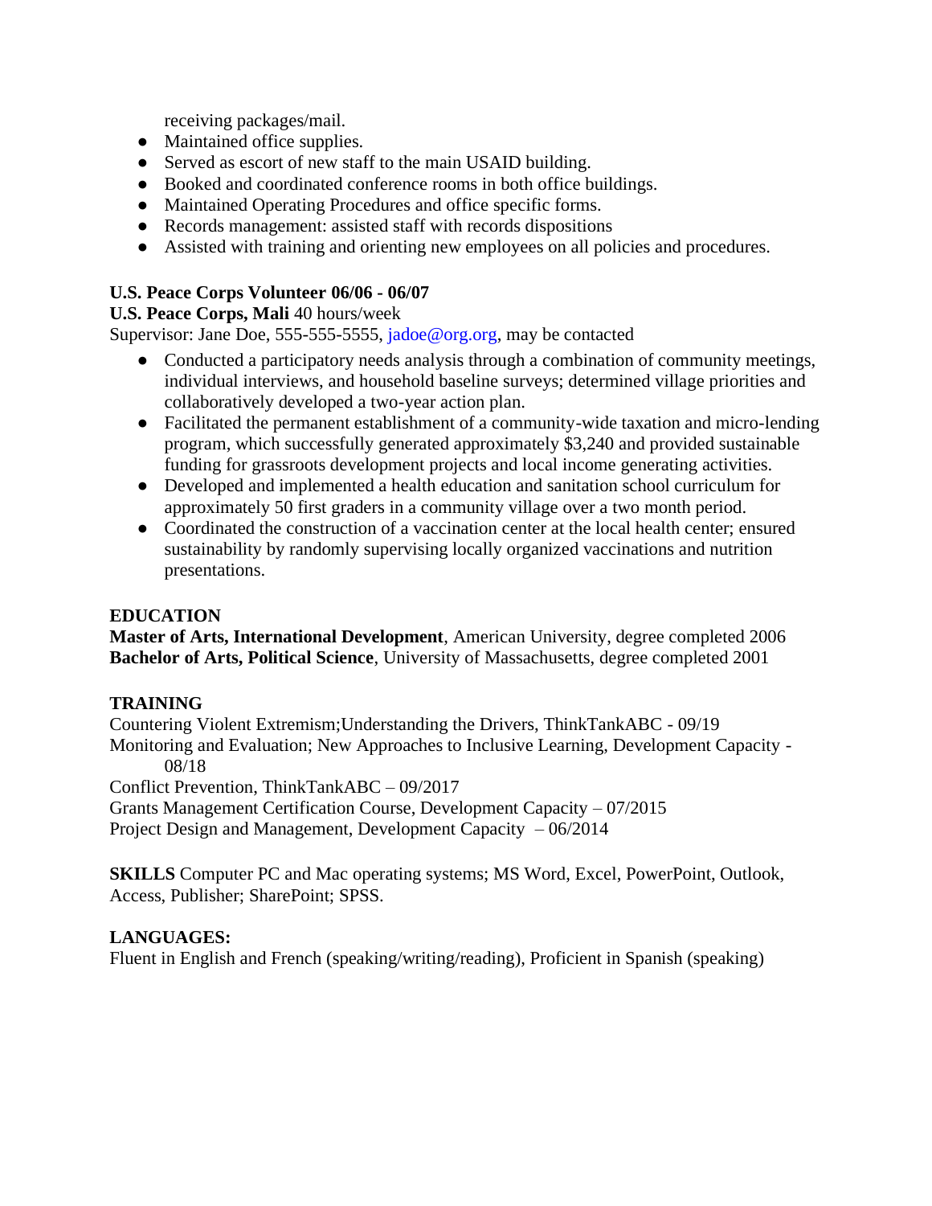receiving packages/mail.
- Maintained office supplies.
- Served as escort of new staff to the main USAID building.
- Booked and coordinated conference rooms in both office buildings.
- Maintained Operating Procedures and office specific forms.
- Records management: assisted staff with records dispositions
- Assisted with training and orienting new employees on all policies and procedures.

**U.S. Peace Corps Volunteer 06/06 - 06/07**
**U.S. Peace Corps, Mali** 40 hours/week
Supervisor: Jane Doe, 555-555-5555, jadoe@org.org, may be contacted

- Conducted a participatory needs analysis through a combination of community meetings, individual interviews, and household baseline surveys; determined village priorities and collaboratively developed a two-year action plan.
- Facilitated the permanent establishment of a community-wide taxation and micro-lending program, which successfully generated approximately $3,240 and provided sustainable funding for grassroots development projects and local income generating activities.
- Developed and implemented a health education and sanitation school curriculum for approximately 50 first graders in a community village over a two month period.
- Coordinated the construction of a vaccination center at the local health center; ensured sustainability by randomly supervising locally organized vaccinations and nutrition presentations.

## EDUCATION

**Master of Arts, International Development**, American University, degree completed 2006
**Bachelor of Arts, Political Science**, University of Massachusetts, degree completed 2001

## TRAINING

Countering Violent Extremism;Understanding the Drivers, ThinkTankABC - 09/19
Monitoring and Evaluation; New Approaches to Inclusive Learning, Development Capacity - 08/18
Conflict Prevention, ThinkTankABC – 09/2017
Grants Management Certification Course, Development Capacity – 07/2015
Project Design and Management, Development Capacity – 06/2014

**SKILLS** Computer PC and Mac operating systems; MS Word, Excel, PowerPoint, Outlook, Access, Publisher; SharePoint; SPSS.

## LANGUAGES:

Fluent in English and French (speaking/writing/reading), Proficient in Spanish (speaking)